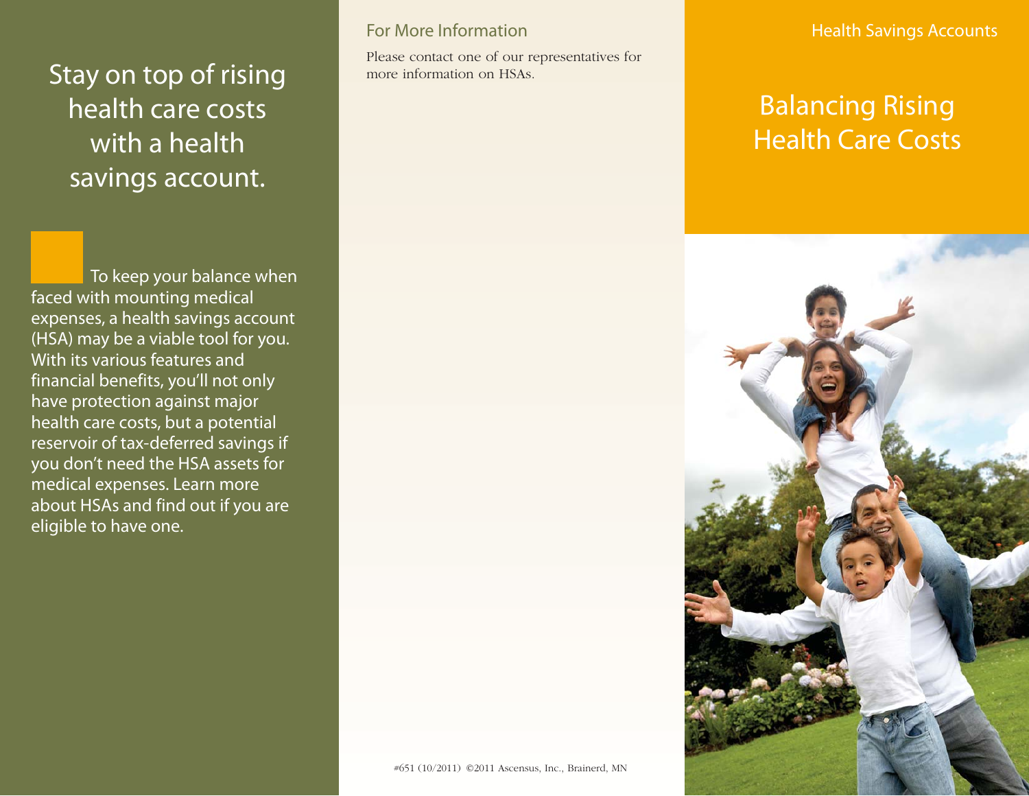# Stay on top of rising health care costs with a health savings account.

To keep your balance when faced with mounting medical expenses, a health savings account (HSA) may be a viable tool for you. With its various features and financial benefits, you'll not only have protection against major health care costs, but a potential reservoir of tax-deferred savings if you don't need the HSA assets for medical expenses. Learn more about HSAs and find out if you are eligible to have one.

## For More Information

Please contact one of our representatives for more information on HSAs.

#651 (10/2011) ©2011 Ascensus, Inc., Brainerd, MN

Health Savings Accounts

# Balancing Rising Health Care Costs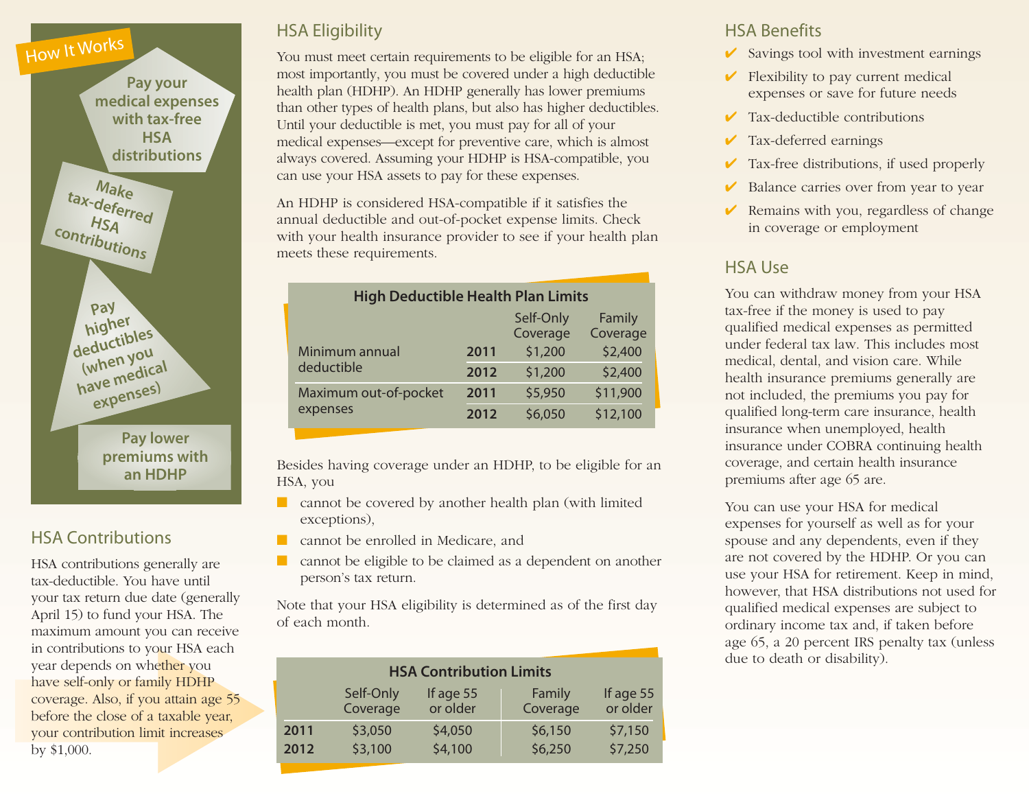How It Works

Pay your medical expenses with tax-free HSA distributions

Make tax-deferred HSA contributions

Pay higher deductibles (when you have medical expenses)

Pay lower premiums with an HDHP

## HSA Contributions

HSA contributions generally are tax-deductible. You have until your tax return due date (generally April 15) to fund your HSA. The maximum amount you can receive in contributions to your HSA each year depends on whether you have self-only or family HDHP coverage. Also, if you attain age 55 before the close of a taxable year, your contribution limit increases by $1,000.

## HSA Eligibility

You must meet certain requirements to be eligible for an HSA; most importantly, you must be covered under a high deductible health plan (HDHP). An HDHP generally has lower premiums than other types of health plans, but also has higher deductibles. Until your deductible is met, you must pay for all of your medical expenses—except for preventive care, which is almost always covered. Assuming your HDHP is HSA-compatible, you can use your HSA assets to pay for these expenses.

An HDHP is considered HSA-compatible if it satisfies the annual deductible and out-of-pocket expense limits. Check with your health insurance provider to see if your health plan meets these requirements.

**High Deductible Health Plan Limits**

| | | Self-Only Coverage | Family Coverage |
|---|---|---|---|
| Minimum annual deductible | **2011** | $1,200 | $2,400 |
| | **2012** | $1,200 | $2,400 |
| Maximum out-of-pocket expenses | **2011** | $5,950 | $11,900 |
| | **2012** | $6,050 | $12,100 |

Besides having coverage under an HDHP, to be eligible for an HSA, you

- cannot be covered by another health plan (with limited exceptions),
- cannot be enrolled in Medicare, and
- cannot be eligible to be claimed as a dependent on another person's tax return.

Note that your HSA eligibility is determined as of the first day of each month.

**HSA Contribution Limits**

| | Self-Only Coverage | If age 55 or older | Family Coverage | If age 55 or older |
|---|---|---|---|---|
| **2011** | $3,050 | $4,050 | $6,150 | $7,150 |
| **2012** | $3,100 | $4,100 | $6,250 | $7,250 |

## HSA Benefits

- ✔ Savings tool with investment earnings
- ✔ Flexibility to pay current medical expenses or save for future needs
- ✔ Tax-deductible contributions
- ✔ Tax-deferred earnings
- ✔ Tax-free distributions, if used properly
- ✔ Balance carries over from year to year
- ✔ Remains with you, regardless of change in coverage or employment

## HSA Use

You can withdraw money from your HSA tax-free if the money is used to pay qualified medical expenses as permitted under federal tax law. This includes most medical, dental, and vision care. While health insurance premiums generally are not included, the premiums you pay for qualified long-term care insurance, health insurance when unemployed, health insurance under COBRA continuing health coverage, and certain health insurance premiums after age 65 are.

You can use your HSA for medical expenses for yourself as well as for your spouse and any dependents, even if they are not covered by the HDHP. Or you can use your HSA for retirement. Keep in mind, however, that HSA distributions not used for qualified medical expenses are subject to ordinary income tax and, if taken before age 65, a 20 percent IRS penalty tax (unless due to death or disability).